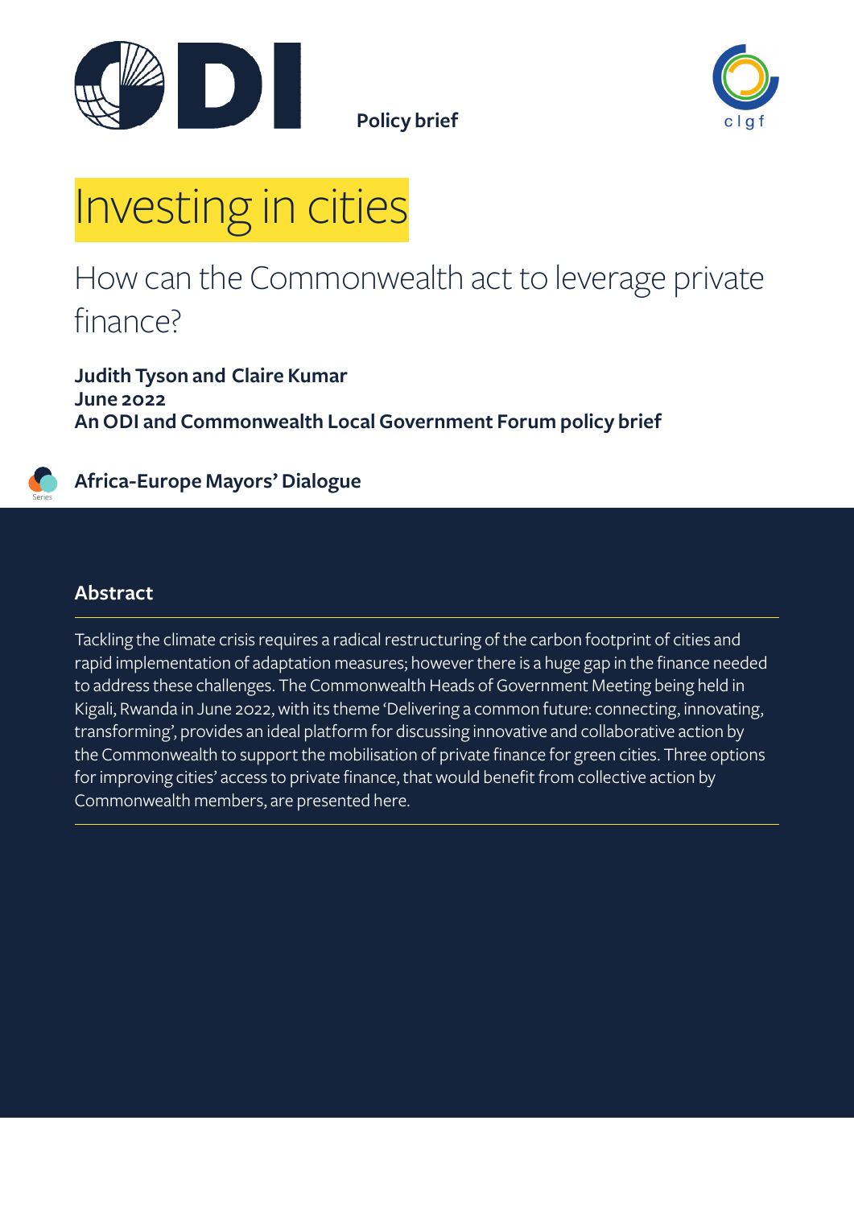Policy brief

# Investing in cities

## How can the Commonwealth act to leverage private finance?

**Judith Tyson and Claire Kumar**
**June 2022**
**An ODI and Commonwealth Local Government Forum policy brief**

**Africa-Europe Mayors' Dialogue**

### Abstract

Tackling the climate crisis requires a radical restructuring of the carbon footprint of cities and rapid implementation of adaptation measures; however there is a huge gap in the finance needed to address these challenges. The Commonwealth Heads of Government Meeting being held in Kigali, Rwanda in June 2022, with its theme 'Delivering a common future: connecting, innovating, transforming', provides an ideal platform for discussing innovative and collaborative action by the Commonwealth to support the mobilisation of private finance for green cities. Three options for improving cities' access to private finance, that would benefit from collective action by Commonwealth members, are presented here.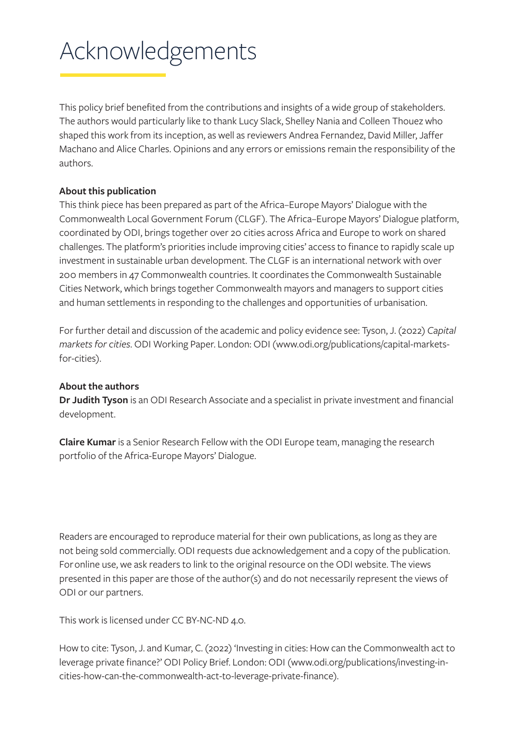# Acknowledgements

This policy brief benefited from the contributions and insights of a wide group of stakeholders. The authors would particularly like to thank Lucy Slack, Shelley Nania and Colleen Thouez who shaped this work from its inception, as well as reviewers Andrea Fernandez, David Miller, Jaffer Machano and Alice Charles. Opinions and any errors or emissions remain the responsibility of the authors.

**About this publication**

This think piece has been prepared as part of the Africa–Europe Mayors' Dialogue with the Commonwealth Local Government Forum (CLGF). The Africa–Europe Mayors' Dialogue platform, coordinated by ODI, brings together over 20 cities across Africa and Europe to work on shared challenges. The platform's priorities include improving cities' access to finance to rapidly scale up investment in sustainable urban development. The CLGF is an international network with over 200 members in 47 Commonwealth countries. It coordinates the Commonwealth Sustainable Cities Network, which brings together Commonwealth mayors and managers to support cities and human settlements in responding to the challenges and opportunities of urbanisation.

For further detail and discussion of the academic and policy evidence see: Tyson, J. (2022) *Capital markets for cities*. ODI Working Paper. London: ODI (www.odi.org/publications/capital-markets-for-cities).

**About the authors**

**Dr Judith Tyson** is an ODI Research Associate and a specialist in private investment and financial development.

**Claire Kumar** is a Senior Research Fellow with the ODI Europe team, managing the research portfolio of the Africa-Europe Mayors' Dialogue.

Readers are encouraged to reproduce material for their own publications, as long as they are not being sold commercially. ODI requests due acknowledgement and a copy of the publication. For online use, we ask readers to link to the original resource on the ODI website. The views presented in this paper are those of the author(s) and do not necessarily represent the views of ODI or our partners.

This work is licensed under CC BY-NC-ND 4.0.

How to cite: Tyson, J. and Kumar, C. (2022) 'Investing in cities: How can the Commonwealth act to leverage private finance?' ODI Policy Brief. London: ODI (www.odi.org/publications/investing-in-cities-how-can-the-commonwealth-act-to-leverage-private-finance).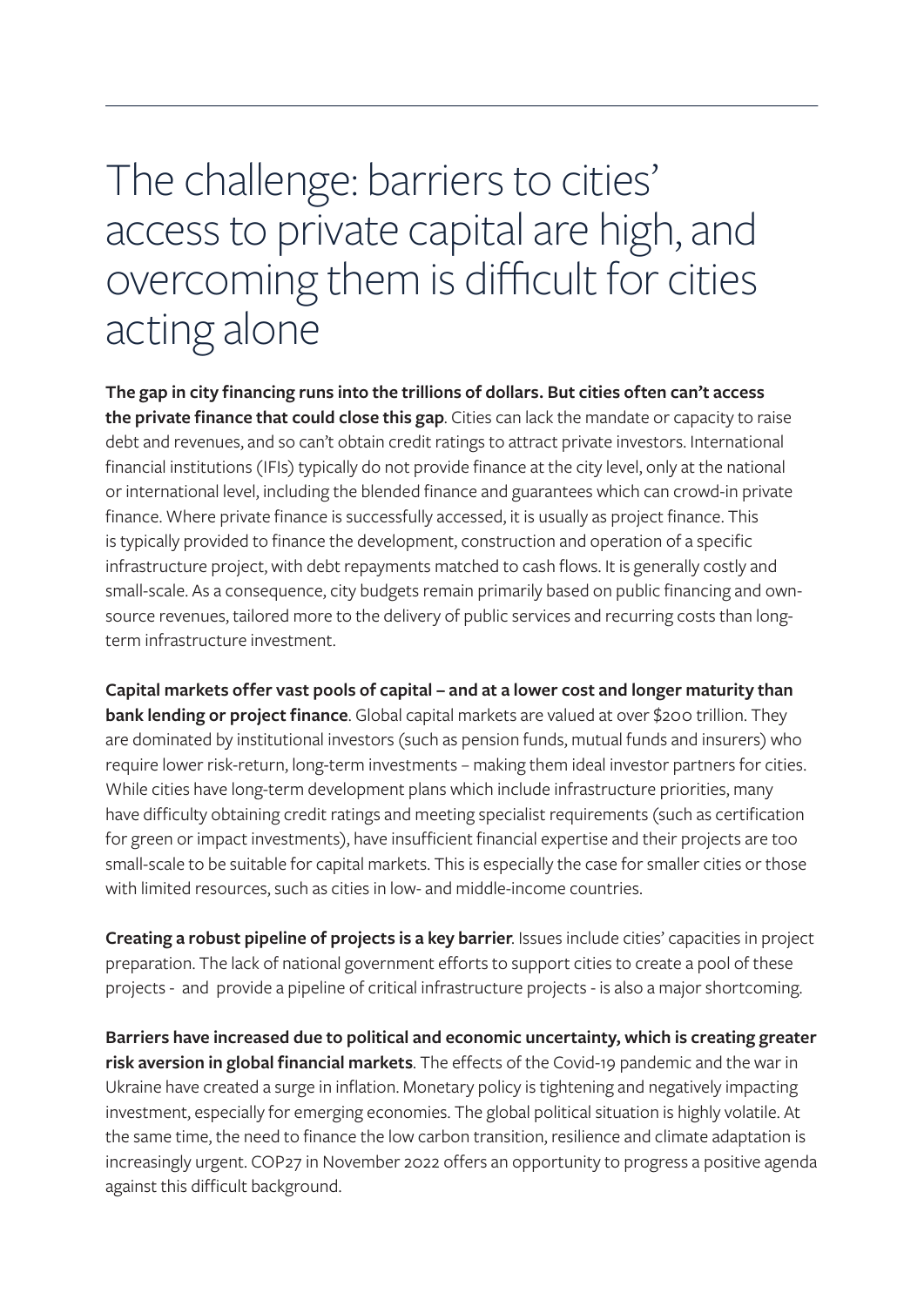# The challenge: barriers to cities' access to private capital are high, and overcoming them is difficult for cities acting alone

**The gap in city financing runs into the trillions of dollars. But cities often can't access the private finance that could close this gap**. Cities can lack the mandate or capacity to raise debt and revenues, and so can't obtain credit ratings to attract private investors. International financial institutions (IFIs) typically do not provide finance at the city level, only at the national or international level, including the blended finance and guarantees which can crowd-in private finance. Where private finance is successfully accessed, it is usually as project finance. This is typically provided to finance the development, construction and operation of a specific infrastructure project, with debt repayments matched to cash flows. It is generally costly and small-scale. As a consequence, city budgets remain primarily based on public financing and own-source revenues, tailored more to the delivery of public services and recurring costs than long-term infrastructure investment.

**Capital markets offer vast pools of capital – and at a lower cost and longer maturity than bank lending or project finance**. Global capital markets are valued at over $200 trillion. They are dominated by institutional investors (such as pension funds, mutual funds and insurers) who require lower risk-return, long-term investments – making them ideal investor partners for cities. While cities have long-term development plans which include infrastructure priorities, many have difficulty obtaining credit ratings and meeting specialist requirements (such as certification for green or impact investments), have insufficient financial expertise and their projects are too small-scale to be suitable for capital markets. This is especially the case for smaller cities or those with limited resources, such as cities in low- and middle-income countries.

**Creating a robust pipeline of projects is a key barrier**. Issues include cities' capacities in project preparation. The lack of national government efforts to support cities to create a pool of these projects - and provide a pipeline of critical infrastructure projects - is also a major shortcoming.

**Barriers have increased due to political and economic uncertainty, which is creating greater risk aversion in global financial markets**. The effects of the Covid-19 pandemic and the war in Ukraine have created a surge in inflation. Monetary policy is tightening and negatively impacting investment, especially for emerging economies. The global political situation is highly volatile. At the same time, the need to finance the low carbon transition, resilience and climate adaptation is increasingly urgent. COP27 in November 2022 offers an opportunity to progress a positive agenda against this difficult background.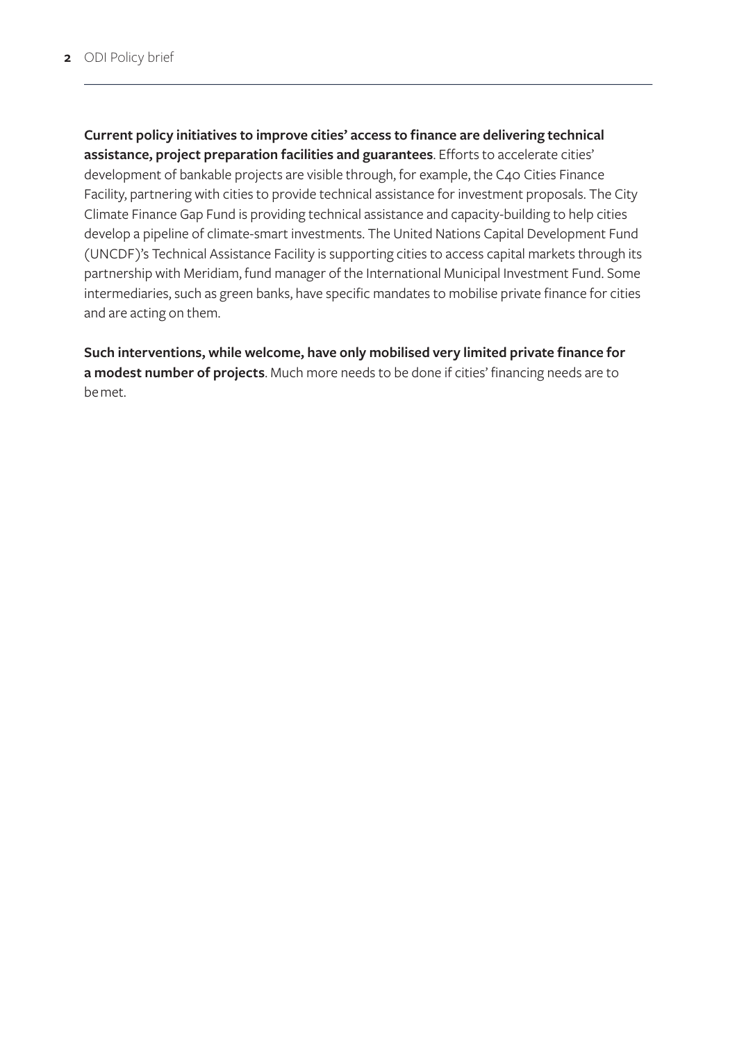**Current policy initiatives to improve cities' access to finance are delivering technical assistance, project preparation facilities and guarantees**. Efforts to accelerate cities' development of bankable projects are visible through, for example, the C40 Cities Finance Facility, partnering with cities to provide technical assistance for investment proposals. The City Climate Finance Gap Fund is providing technical assistance and capacity-building to help cities develop a pipeline of climate-smart investments. The United Nations Capital Development Fund (UNCDF)'s Technical Assistance Facility is supporting cities to access capital markets through its partnership with Meridiam, fund manager of the International Municipal Investment Fund. Some intermediaries, such as green banks, have specific mandates to mobilise private finance for cities and are acting on them.

**Such interventions, while welcome, have only mobilised very limited private finance for a modest number of projects**. Much more needs to be done if cities' financing needs are to be met.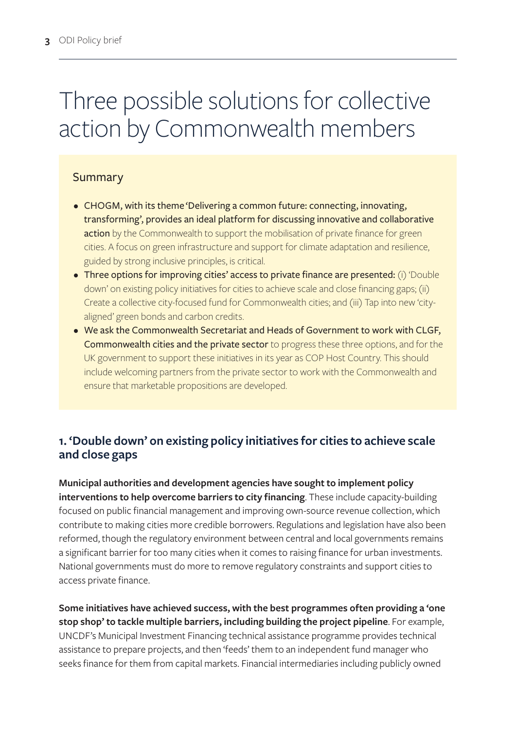# Three possible solutions for collective action by Commonwealth members

## Summary

- **CHOGM, with its theme 'Delivering a common future: connecting, innovating, transforming', provides an ideal platform for discussing innovative and collaborative action** by the Commonwealth to support the mobilisation of private finance for green cities. A focus on green infrastructure and support for climate adaptation and resilience, guided by strong inclusive principles, is critical.
- **Three options for improving cities' access to private finance are presented:** (i) 'Double down' on existing policy initiatives for cities to achieve scale and close financing gaps; (ii) Create a collective city-focused fund for Commonwealth cities; and (iii) Tap into new 'city-aligned' green bonds and carbon credits.
- **We ask the Commonwealth Secretariat and Heads of Government to work with CLGF, Commonwealth cities and the private sector** to progress these three options, and for the UK government to support these initiatives in its year as COP Host Country. This should include welcoming partners from the private sector to work with the Commonwealth and ensure that marketable propositions are developed.

### 1. 'Double down' on existing policy initiatives for cities to achieve scale and close gaps

**Municipal authorities and development agencies have sought to implement policy interventions to help overcome barriers to city financing**. These include capacity-building focused on public financial management and improving own-source revenue collection, which contribute to making cities more credible borrowers. Regulations and legislation have also been reformed, though the regulatory environment between central and local governments remains a significant barrier for too many cities when it comes to raising finance for urban investments. National governments must do more to remove regulatory constraints and support cities to access private finance.

**Some initiatives have achieved success, with the best programmes often providing a 'one stop shop' to tackle multiple barriers, including building the project pipeline**. For example, UNCDF's Municipal Investment Financing technical assistance programme provides technical assistance to prepare projects, and then 'feeds' them to an independent fund manager who seeks finance for them from capital markets. Financial intermediaries including publicly owned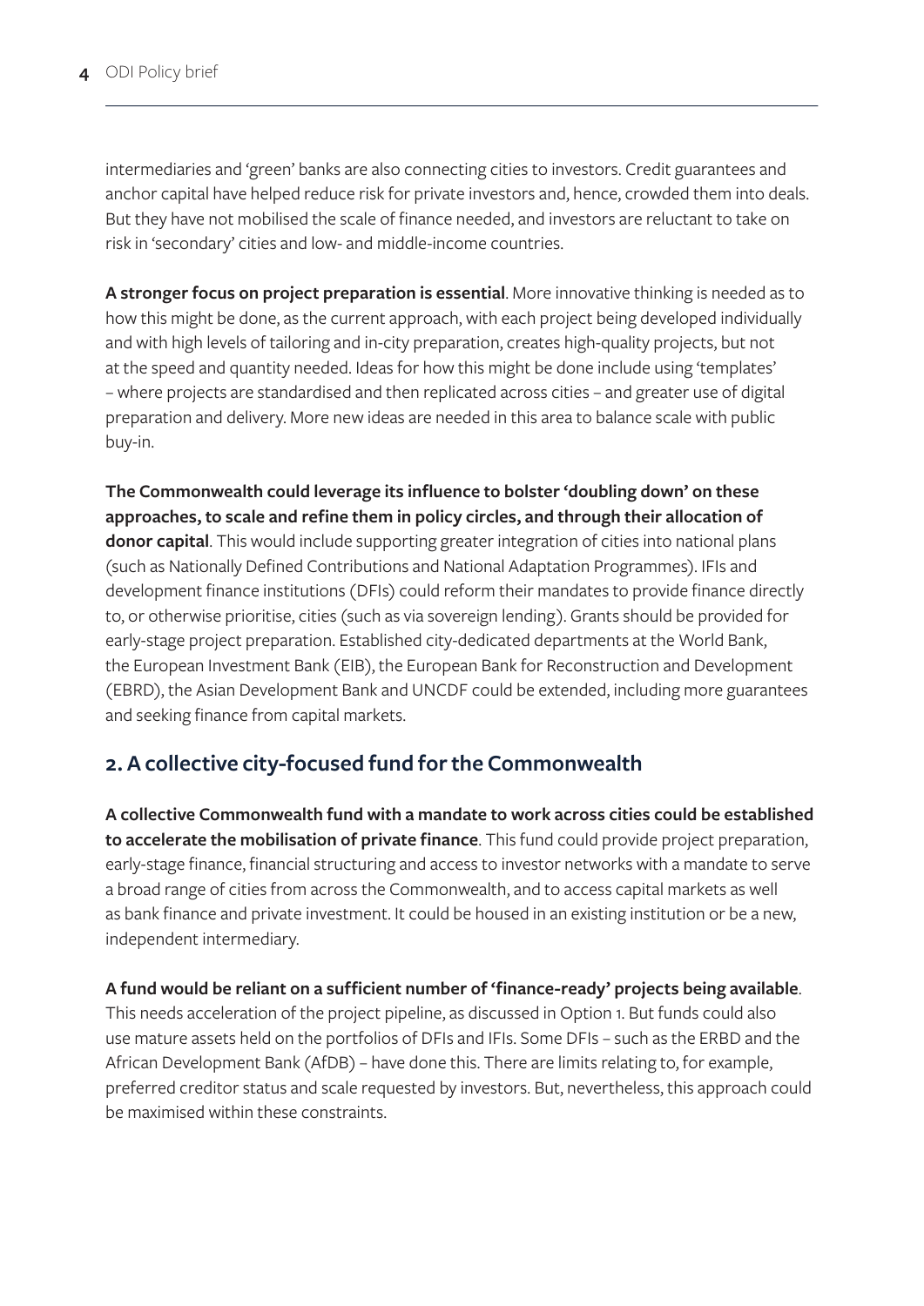intermediaries and 'green' banks are also connecting cities to investors. Credit guarantees and anchor capital have helped reduce risk for private investors and, hence, crowded them into deals. But they have not mobilised the scale of finance needed, and investors are reluctant to take on risk in 'secondary' cities and low- and middle-income countries.

**A stronger focus on project preparation is essential**. More innovative thinking is needed as to how this might be done, as the current approach, with each project being developed individually and with high levels of tailoring and in-city preparation, creates high-quality projects, but not at the speed and quantity needed. Ideas for how this might be done include using 'templates' – where projects are standardised and then replicated across cities – and greater use of digital preparation and delivery. More new ideas are needed in this area to balance scale with public buy-in.

**The Commonwealth could leverage its influence to bolster 'doubling down' on these approaches, to scale and refine them in policy circles, and through their allocation of donor capital**. This would include supporting greater integration of cities into national plans (such as Nationally Defined Contributions and National Adaptation Programmes). IFIs and development finance institutions (DFIs) could reform their mandates to provide finance directly to, or otherwise prioritise, cities (such as via sovereign lending). Grants should be provided for early-stage project preparation. Established city-dedicated departments at the World Bank, the European Investment Bank (EIB), the European Bank for Reconstruction and Development (EBRD), the Asian Development Bank and UNCDF could be extended, including more guarantees and seeking finance from capital markets.

## 2. A collective city-focused fund for the Commonwealth

**A collective Commonwealth fund with a mandate to work across cities could be established to accelerate the mobilisation of private finance**. This fund could provide project preparation, early-stage finance, financial structuring and access to investor networks with a mandate to serve a broad range of cities from across the Commonwealth, and to access capital markets as well as bank finance and private investment. It could be housed in an existing institution or be a new, independent intermediary.

**A fund would be reliant on a sufficient number of 'finance-ready' projects being available**. This needs acceleration of the project pipeline, as discussed in Option 1. But funds could also use mature assets held on the portfolios of DFIs and IFIs. Some DFIs – such as the ERBD and the African Development Bank (AfDB) – have done this. There are limits relating to, for example, preferred creditor status and scale requested by investors. But, nevertheless, this approach could be maximised within these constraints.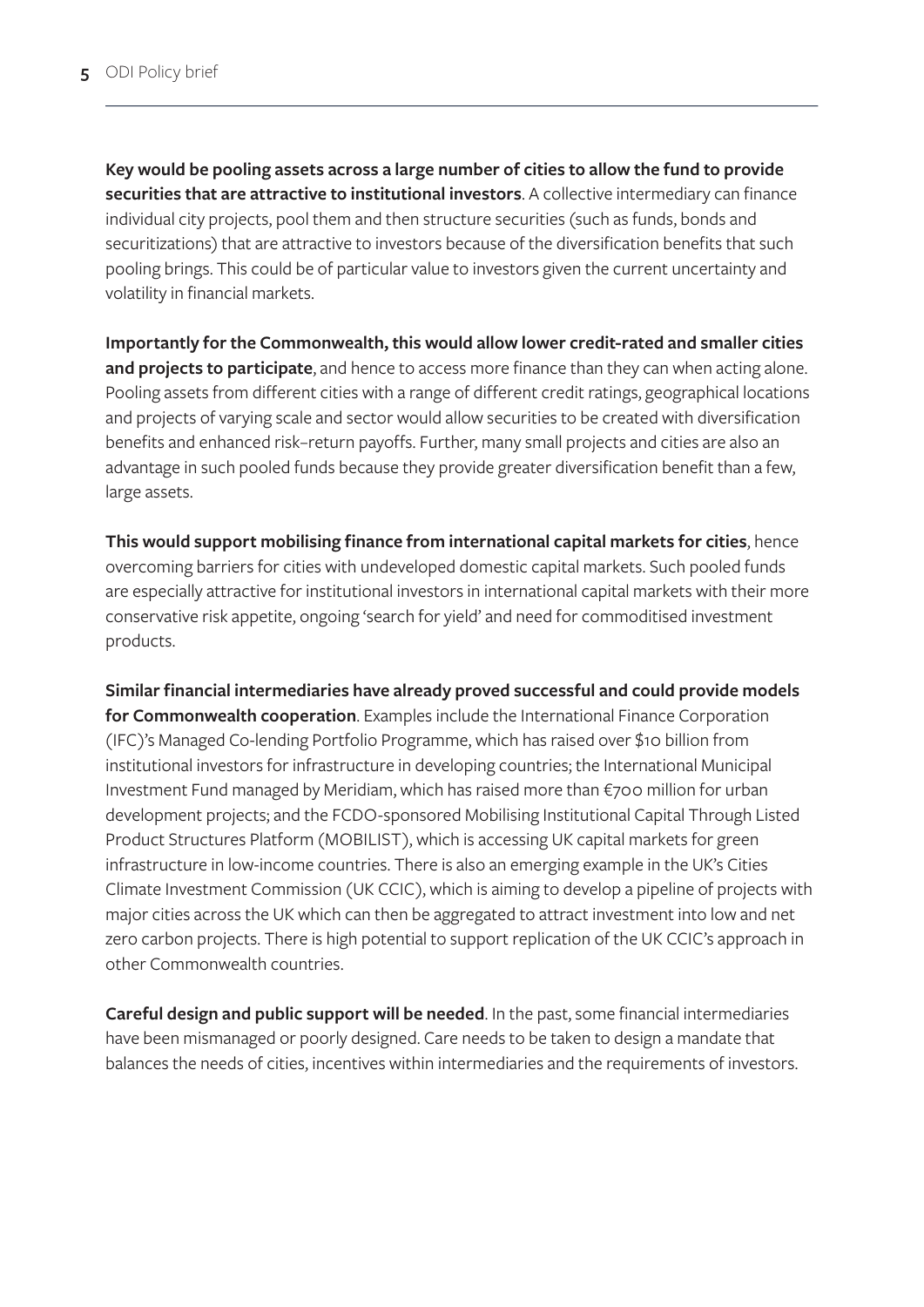**Key would be pooling assets across a large number of cities to allow the fund to provide securities that are attractive to institutional investors**. A collective intermediary can finance individual city projects, pool them and then structure securities (such as funds, bonds and securitizations) that are attractive to investors because of the diversification benefits that such pooling brings. This could be of particular value to investors given the current uncertainty and volatility in financial markets.

**Importantly for the Commonwealth, this would allow lower credit-rated and smaller cities and projects to participate**, and hence to access more finance than they can when acting alone. Pooling assets from different cities with a range of different credit ratings, geographical locations and projects of varying scale and sector would allow securities to be created with diversification benefits and enhanced risk–return payoffs. Further, many small projects and cities are also an advantage in such pooled funds because they provide greater diversification benefit than a few, large assets.

**This would support mobilising finance from international capital markets for cities**, hence overcoming barriers for cities with undeveloped domestic capital markets. Such pooled funds are especially attractive for institutional investors in international capital markets with their more conservative risk appetite, ongoing 'search for yield' and need for commoditised investment products.

**Similar financial intermediaries have already proved successful and could provide models for Commonwealth cooperation**. Examples include the International Finance Corporation (IFC)'s Managed Co-lending Portfolio Programme, which has raised over $10 billion from institutional investors for infrastructure in developing countries; the International Municipal Investment Fund managed by Meridiam, which has raised more than €700 million for urban development projects; and the FCDO-sponsored Mobilising Institutional Capital Through Listed Product Structures Platform (MOBILIST), which is accessing UK capital markets for green infrastructure in low-income countries. There is also an emerging example in the UK's Cities Climate Investment Commission (UK CCIC), which is aiming to develop a pipeline of projects with major cities across the UK which can then be aggregated to attract investment into low and net zero carbon projects. There is high potential to support replication of the UK CCIC's approach in other Commonwealth countries.

**Careful design and public support will be needed**. In the past, some financial intermediaries have been mismanaged or poorly designed. Care needs to be taken to design a mandate that balances the needs of cities, incentives within intermediaries and the requirements of investors.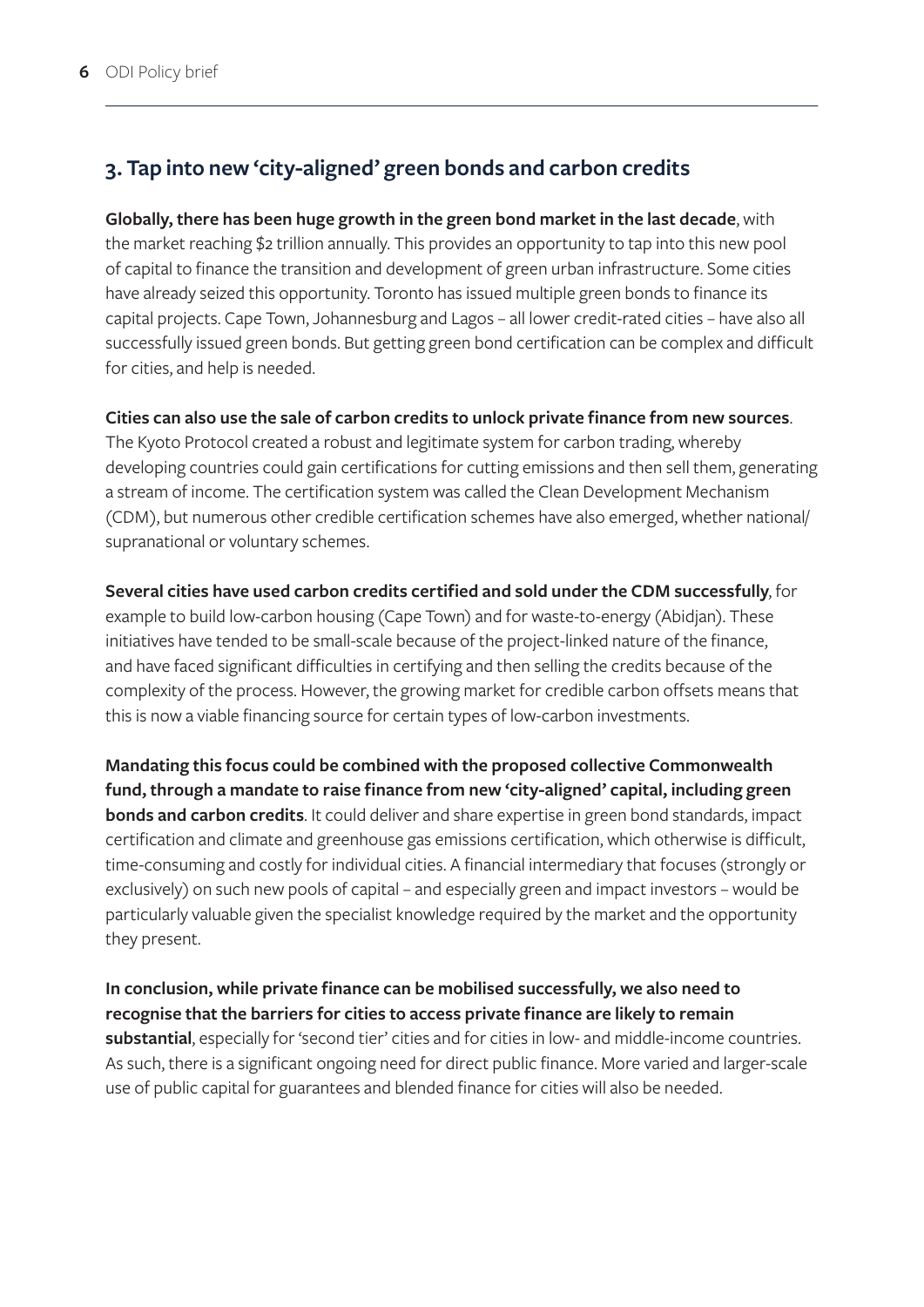## 3. Tap into new 'city-aligned' green bonds and carbon credits

**Globally, there has been huge growth in the green bond market in the last decade**, with the market reaching $2 trillion annually. This provides an opportunity to tap into this new pool of capital to finance the transition and development of green urban infrastructure. Some cities have already seized this opportunity. Toronto has issued multiple green bonds to finance its capital projects. Cape Town, Johannesburg and Lagos – all lower credit-rated cities – have also all successfully issued green bonds. But getting green bond certification can be complex and difficult for cities, and help is needed.

**Cities can also use the sale of carbon credits to unlock private finance from new sources**. The Kyoto Protocol created a robust and legitimate system for carbon trading, whereby developing countries could gain certifications for cutting emissions and then sell them, generating a stream of income. The certification system was called the Clean Development Mechanism (CDM), but numerous other credible certification schemes have also emerged, whether national/supranational or voluntary schemes.

**Several cities have used carbon credits certified and sold under the CDM successfully**, for example to build low-carbon housing (Cape Town) and for waste-to-energy (Abidjan). These initiatives have tended to be small-scale because of the project-linked nature of the finance, and have faced significant difficulties in certifying and then selling the credits because of the complexity of the process. However, the growing market for credible carbon offsets means that this is now a viable financing source for certain types of low-carbon investments.

**Mandating this focus could be combined with the proposed collective Commonwealth fund, through a mandate to raise finance from new 'city-aligned' capital, including green bonds and carbon credits**. It could deliver and share expertise in green bond standards, impact certification and climate and greenhouse gas emissions certification, which otherwise is difficult, time-consuming and costly for individual cities. A financial intermediary that focuses (strongly or exclusively) on such new pools of capital – and especially green and impact investors – would be particularly valuable given the specialist knowledge required by the market and the opportunity they present.

**In conclusion, while private finance can be mobilised successfully, we also need to recognise that the barriers for cities to access private finance are likely to remain substantial**, especially for 'second tier' cities and for cities in low- and middle-income countries. As such, there is a significant ongoing need for direct public finance. More varied and larger-scale use of public capital for guarantees and blended finance for cities will also be needed.